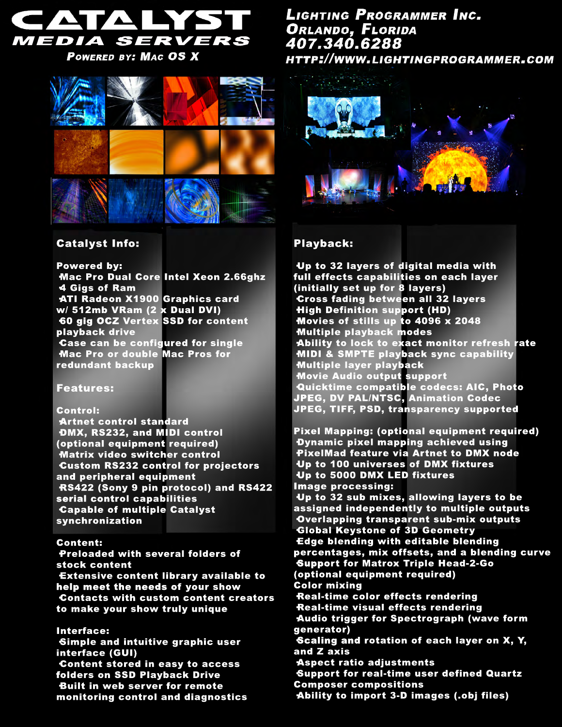# CATALYST MEDIA SERVERS

Powered by: Mac OS X

**Lighting Programmer Inc.**
**Orlando, Florida**
**407.340.6288**
**http://www.lightingprogrammer.com**

## Catalyst Info:

**Powered by:**

- Mac Pro Dual Core Intel Xeon 2.66ghz
- 4 Gigs of Ram
- ATI Radeon X1900 Graphics card w/ 512mb VRam (2 x Dual DVI)
- 60 gig OCZ Vertex SSD for content playback drive
- Case can be configured for single Mac Pro or double Mac Pros for redundant backup

## Features:

**Control:**

- Artnet control standard
- DMX, RS232, and MIDI control (optional equipment required)
- Matrix video switcher control
- Custom RS232 control for projectors and peripheral equipment
- RS422 (Sony 9 pin protocol) and RS422 serial control capabilities
- Capable of multiple Catalyst synchronization

**Content:**

- Preloaded with several folders of stock content
- Extensive content library available to help meet the needs of your show
- Contacts with custom content creators to make your show truly unique

**Interface:**

- Simple and intuitive graphic user interface (GUI)
- Content stored in easy to access folders on SSD Playback Drive
- Built in web server for remote monitoring control and diagnostics

## Playback:

- Up to 32 layers of digital media with full effects capabilities on each layer (initially set up for 8 layers)
- Cross fading between all 32 layers
- High Definition support (HD)
- Movies of stills up to 4096 x 2048
- Multiple playback modes
- Ability to lock to exact monitor refresh rate
- MIDI & SMPTE playback sync capability
- Multiple layer playback
- Movie Audio output support
- Quicktime compatible codecs: AIC, Photo JPEG, DV PAL/NTSC, Animation Codec JPEG, TIFF, PSD, transparency supported

**Pixel Mapping: (optional equipment required)**

- Dynamic pixel mapping achieved using PixelMad feature via Artnet to DMX node
- Up to 100 universes of DMX fixtures
- Up to 5000 DMX LED fixtures

**Image processing:**

- Up to 32 sub mixes, allowing layers to be assigned independently to multiple outputs
- Overlapping transparent sub-mix outputs
- Global Keystone of 3D Geometry
- Edge blending with editable blending percentages, mix offsets, and a blending curve
- Support for Matrox Triple Head-2-Go (optional equipment required)

**Color mixing**

- Real-time color effects rendering
- Real-time visual effects rendering
- Audio trigger for Spectrograph (wave form generator)
- Scaling and rotation of each layer on X, Y, and Z axis
- Aspect ratio adjustments
- Support for real-time user defined Quartz Composer compositions
- Ability to import 3-D images (.obj files)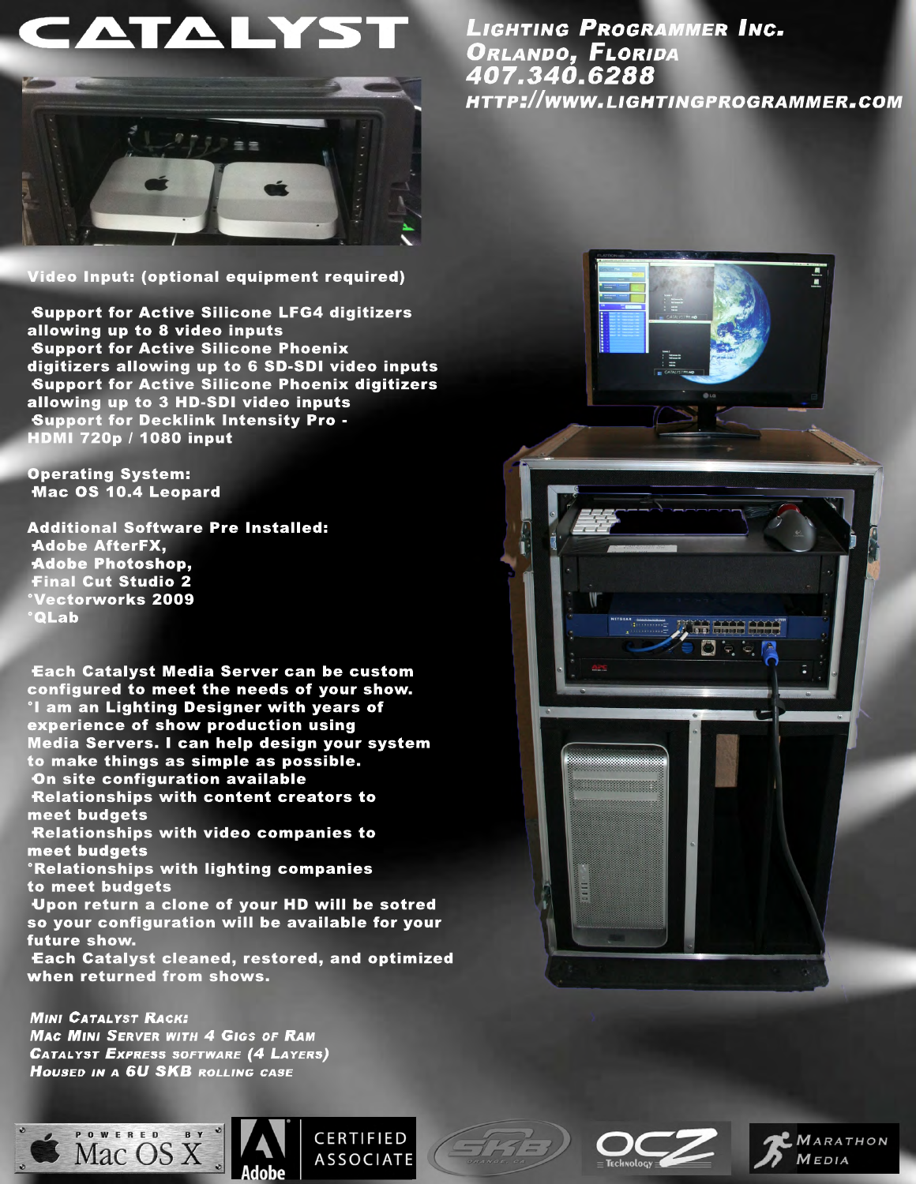# CATALYST

*Lighting Programmer Inc.*
*Orlando, Florida*
*407.340.6288*
*http://www.lightingprogrammer.com*

**Video Input: (optional equipment required)**

- **Support for Active Silicone LFG4 digitizers allowing up to 8 video inputs**
- **Support for Active Silicone Phoenix digitizers allowing up to 6 SD-SDI video inputs**
- **Support for Active Silicone Phoenix digitizers allowing up to 3 HD-SDI video inputs**
- **Support for Decklink Intensity Pro - HDMI 720p / 1080 input**

**Operating System:**

- **Mac OS 10.4 Leopard**

**Additional Software Pre Installed:**

- **Adobe AfterFX,**
- **Adobe Photoshop,**
- **Final Cut Studio 2**
- **Vectorworks 2009**
- **QLab**

- **Each Catalyst Media Server can be custom configured to meet the needs of your show.**
- **I am an Lighting Designer with years of experience of show production using Media Servers. I can help design your system to make things as simple as possible.**
- **On site configuration available**
- **Relationships with content creators to meet budgets**
- **Relationships with video companies to meet budgets**
- **Relationships with lighting companies to meet budgets**
- **Upon return a clone of your HD will be sotred so your configuration will be available for your future show.**
- **Each Catalyst cleaned, restored, and optimized when returned from shows.**

***Mini Catalyst Rack:***
***Mac Mini Server with 4 Gigs of Ram***
***Catalyst Express software (4 Layers)***
***Housed in a 6U SKB rolling case***

POWERED BY Mac OS X
Adobe CERTIFIED ASSOCIATE
SKB ORANGE, CA
OCZ Technology
MARATHON MEDIA